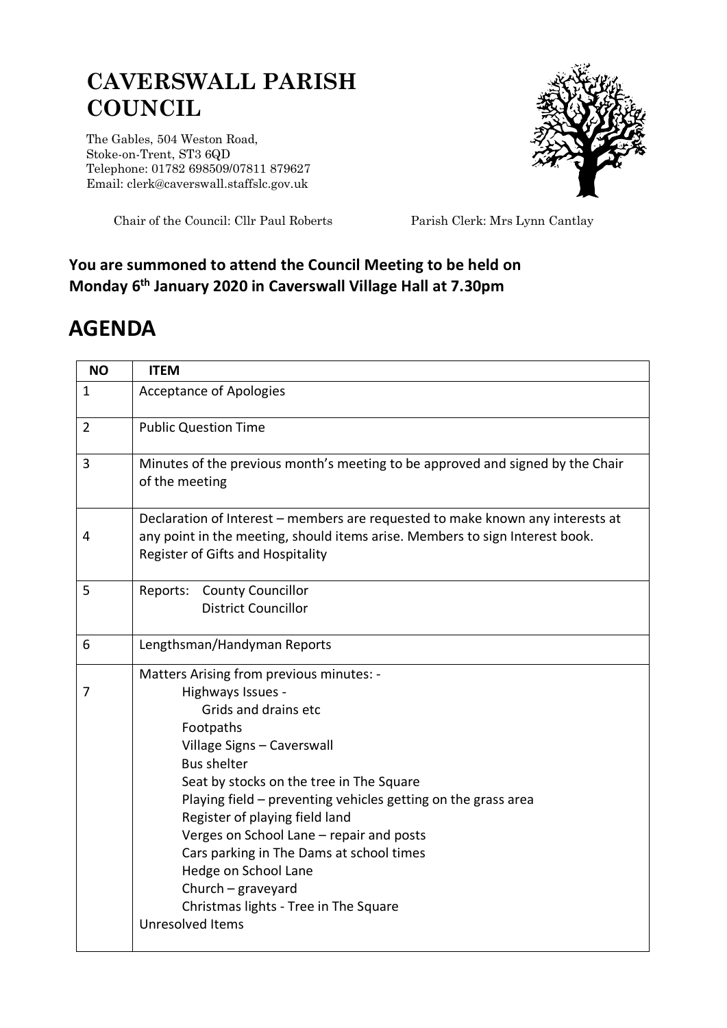# CAVERSWALL PARISH COUNCIL

The Gables, 504 Weston Road,
Stoke-on-Trent, ST3 6QD
Telephone: 01782 698509/07811 879627
Email: clerk@caverswall.staffslc.gov.uk

Chair of the Council: Cllr Paul Roberts

Parish Clerk: Mrs Lynn Cantlay

**You are summoned to attend the Council Meeting to be held on Monday 6th January 2020 in Caverswall Village Hall at 7.30pm**

## AGENDA

| NO | ITEM |
|---|---|
| 1 | Acceptance of Apologies |
| 2 | Public Question Time |
| 3 | Minutes of the previous month's meeting to be approved and signed by the Chair of the meeting |
| 4 | Declaration of Interest – members are requested to make known any interests at any point in the meeting, should items arise. Members to sign Interest book.<br>Register of Gifts and Hospitality |
| 5 | Reports: County Councillor<br>District Councillor |
| 6 | Lengthsman/Handyman Reports |
| 7 | Matters Arising from previous minutes: -<br>Highways Issues -<br>Grids and drains etc<br>Footpaths<br>Village Signs – Caverswall<br>Bus shelter<br>Seat by stocks on the tree in The Square<br>Playing field – preventing vehicles getting on the grass area<br>Register of playing field land<br>Verges on School Lane – repair and posts<br>Cars parking in The Dams at school times<br>Hedge on School Lane<br>Church – graveyard<br>Christmas lights - Tree in The Square<br>Unresolved Items |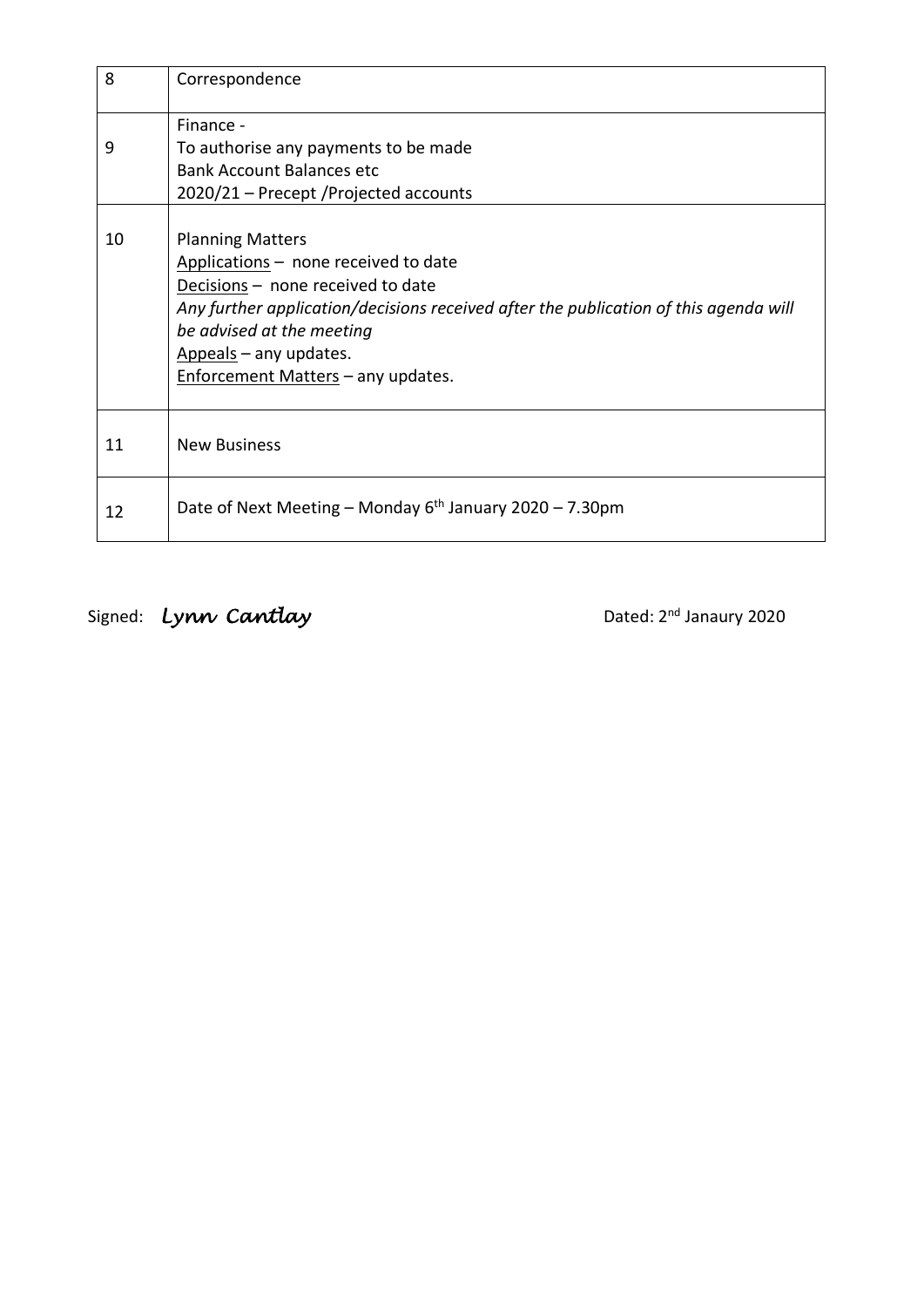| | |
|---|---|
| 8 | Correspondence |
| 9 | Finance -<br>To authorise any payments to be made<br>Bank Account Balances etc<br>2020/21 – Precept /Projected accounts |
| 10 | Planning Matters<br><u>Applications</u> – none received to date<br><u>Decisions</u> – none received to date<br>*Any further application/decisions received after the publication of this agenda will be advised at the meeting*<br><u>Appeals</u> – any updates.<br><u>Enforcement Matters</u> – any updates. |
| 11 | New Business |
| 12 | Date of Next Meeting – Monday 6th January 2020 – 7.30pm |

Signed: *Lynn Cantlay* Dated: 2nd Janaury 2020